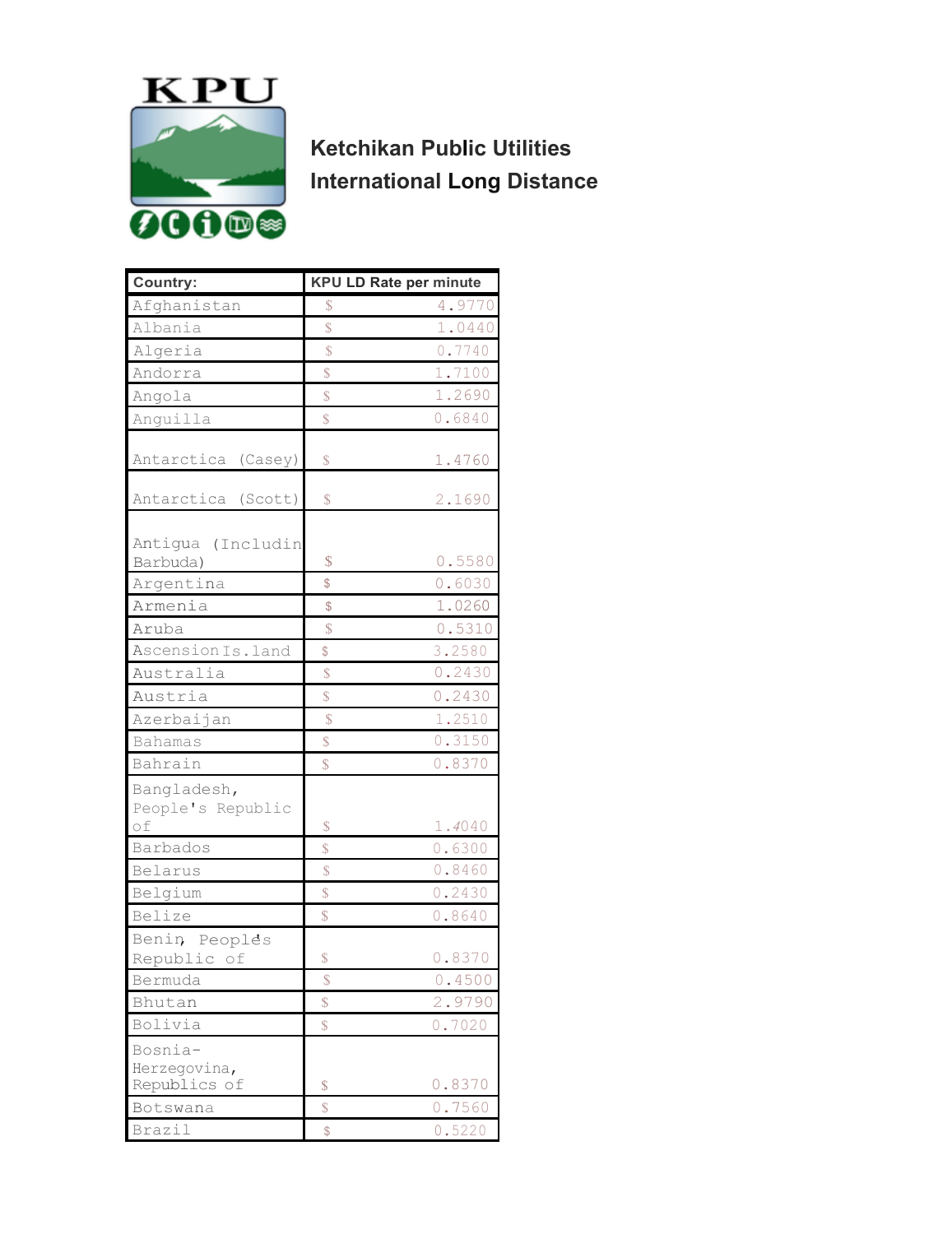KPU

## Ketchikan Public Utilities
## International Long Distance

| Country: | KPU LD Rate per minute |
|---|---|
| Afghanistan | $ 4.9770 |
| Albania | $ 1.0440 |
| Algeria | $ 0.7740 |
| Andorra | $ 1.7100 |
| Angola | $ 1.2690 |
| Anguilla | $ 0.6840 |
| Antarctica (Casey) | $ 1.4760 |
| Antarctica (Scott) | $ 2.1690 |
| Antigua (Includin Barbuda) | $ 0.5580 |
| Argentina | $ 0.6030 |
| Armenia | $ 1.0260 |
| Aruba | $ 0.5310 |
| Ascension Is.land | $ 3.2580 |
| Australia | $ 0.2430 |
| Austria | $ 0.2430 |
| Azerbaijan | $ 1.2510 |
| Bahamas | $ 0.3150 |
| Bahrain | $ 0.8370 |
| Bangladesh, People's Republic of | $ 1.4040 |
| Barbados | $ 0.6300 |
| Belarus | $ 0.8460 |
| Belgium | $ 0.2430 |
| Belize | $ 0.8640 |
| Benin, Peoples Republic of | $ 0.8370 |
| Bermuda | $ 0.4500 |
| Bhutan | $ 2.9790 |
| Bolivia | $ 0.7020 |
| Bosnia-Herzegovina, Republics of | $ 0.8370 |
| Botswana | $ 0.7560 |
| Brazil | $ 0.5220 |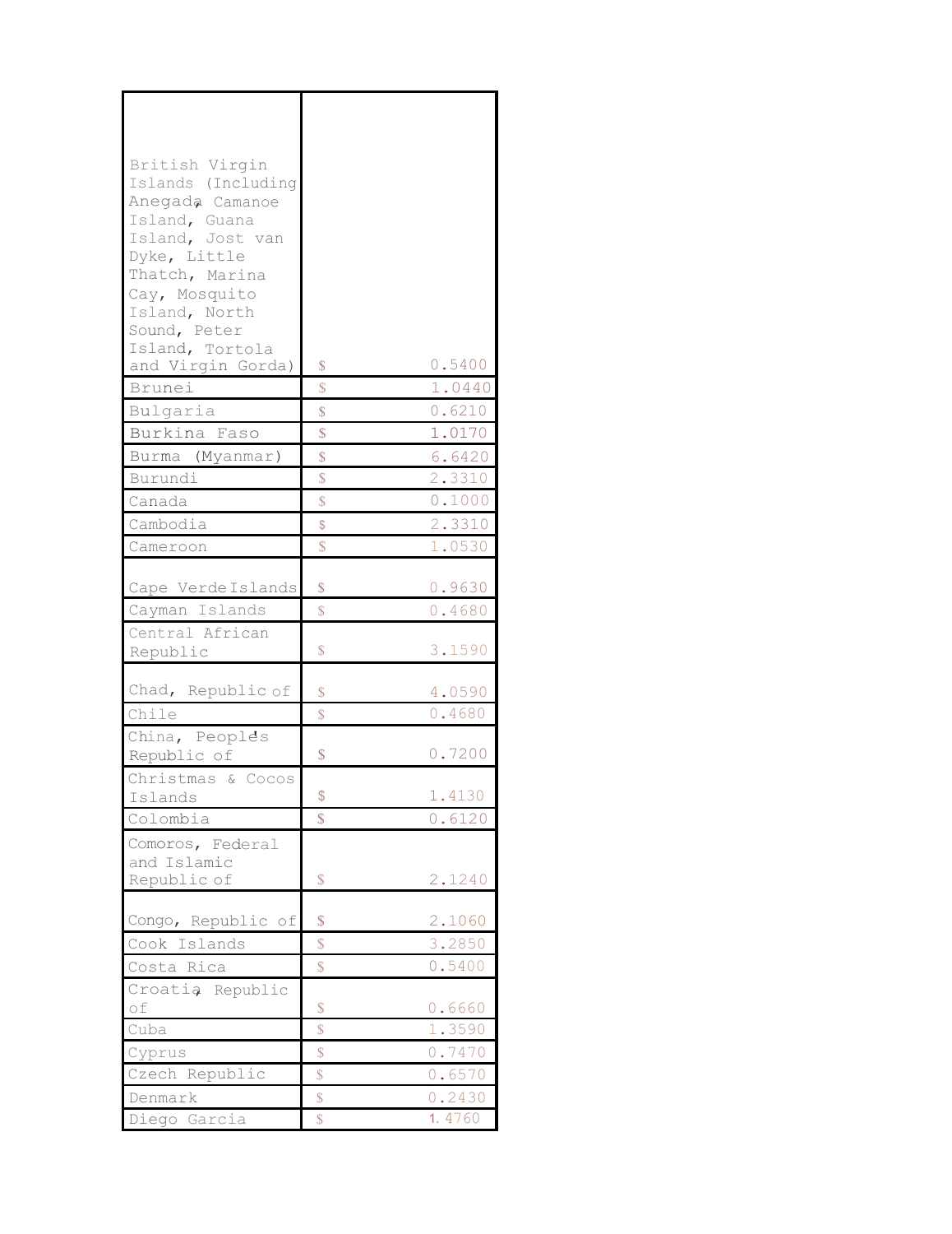| | |
|---|---|
| British Virgin Islands (Including Anegada, Camanoe Island, Guana Island, Jost van Dyke, Little Thatch, Marina Cay, Mosquito Island, North Sound, Peter Island, Tortola and Virgin Gorda) | $ 0.5400 |
| Brunei | $ 1.0440 |
| Bulgaria | $ 0.6210 |
| Burkina Faso | $ 1.0170 |
| Burma (Myanmar) | $ 6.6420 |
| Burundi | $ 2.3310 |
| Canada | $ 0.1000 |
| Cambodia | $ 2.3310 |
| Cameroon | $ 1.0530 |
| Cape Verde Islands | $ 0.9630 |
| Cayman Islands | $ 0.4680 |
| Central African Republic | $ 3.1590 |
| Chad, Republic of | $ 4.0590 |
| Chile | $ 0.4680 |
| China, People's Republic of | $ 0.7200 |
| Christmas & Cocos Islands | $ 1.4130 |
| Colombia | $ 0.6120 |
| Comoros, Federal and Islamic Republic of | $ 2.1240 |
| Congo, Republic of | $ 2.1060 |
| Cook Islands | $ 3.2850 |
| Costa Rica | $ 0.5400 |
| Croatia, Republic of | $ 0.6660 |
| Cuba | $ 1.3590 |
| Cyprus | $ 0.7470 |
| Czech Republic | $ 0.6570 |
| Denmark | $ 0.2430 |
| Diego Garcia | $ 1.4760 |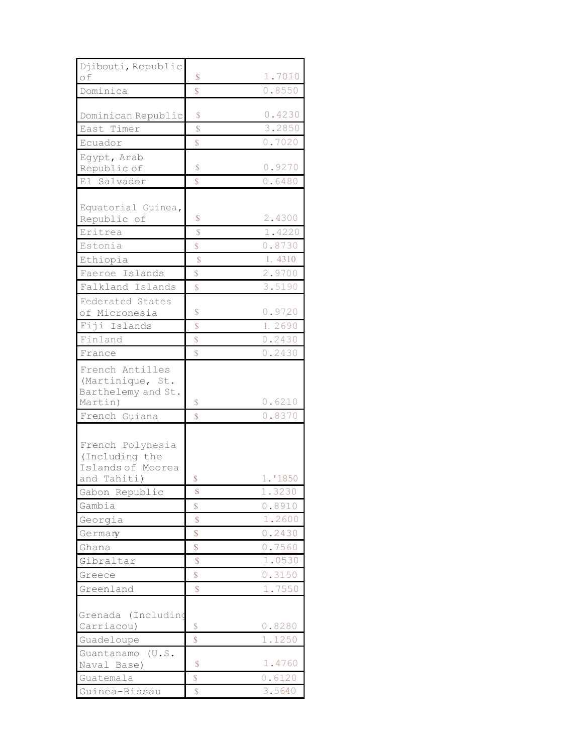| | | |
|---|---|---|
| Djibouti, Republic of | $ | 1.7010 |
| Dominica | $ | 0.8550 |
| Dominican Republic | $ | 0.4230 |
| East Timer | $ | 3.2850 |
| Ecuador | $ | 0.7020 |
| Egypt, Arab Republic of | $ | 0.9270 |
| El Salvador | $ | 0.6480 |
| Equatorial Guinea, Republic of | $ | 2.4300 |
| Eritrea | $ | 1.4220 |
| Estonia | $ | 0.8730 |
| Ethiopia | $ | 1. 4310 |
| Faeroe Islands | $ | 2.9700 |
| Falkland Islands | $ | 3.5190 |
| Federated States of Micronesia | $ | 0.9720 |
| Fiji Islands | $ | 1. 2690 |
| Finland | $ | 0.2430 |
| France | $ | 0.2430 |
| French Antilles (Martinique, St. Barthelemy and St. Martin) | $ | 0.6210 |
| French Guiana | $ | 0.8370 |
| French Polynesia (Including the Islands of Moorea and Tahiti) | $ | 1.'1850 |
| Gabon Republic | $ | 1.3230 |
| Gambia | $ | 0.8910 |
| Georgia | $ | 1.2600 |
| Germany | $ | 0.2430 |
| Ghana | $ | 0.7560 |
| Gibraltar | $ | 1.0530 |
| Greece | $ | 0.3150 |
| Greenland | $ | 1.7550 |
| Grenada (Including Carriacou) | $ | 0.8280 |
| Guadeloupe | $ | 1.1250 |
| Guantanamo (U.S. Naval Base) | $ | 1.4760 |
| Guatemala | $ | 0.6120 |
| Guinea-Bissau | $ | 3.5640 |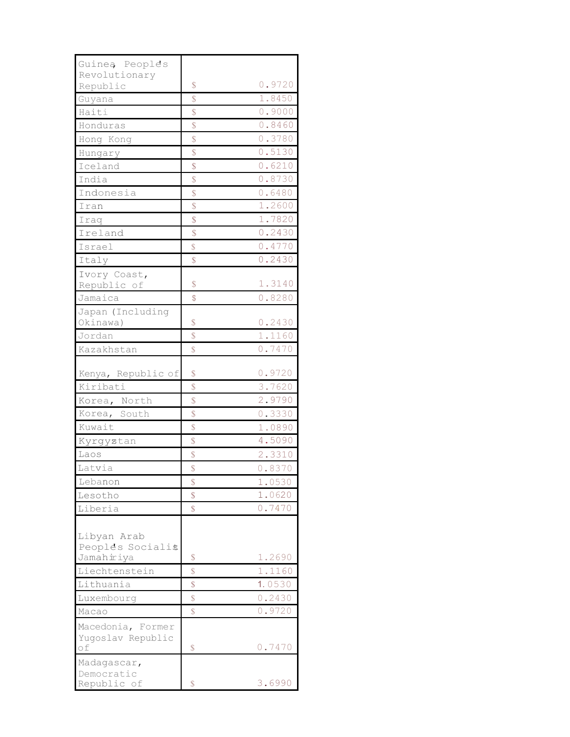| | | |
|---|---|---|
| Guinea, People's Revolutionary Republic | $ | 0.9720 |
| Guyana | $ | 1.8450 |
| Haiti | $ | 0.9000 |
| Honduras | $ | 0.8460 |
| Hong Kong | $ | 0.3780 |
| Hungary | $ | 0.5130 |
| Iceland | $ | 0.6210 |
| India | $ | 0.8730 |
| Indonesia | $ | 0.6480 |
| Iran | $ | 1.2600 |
| Iraq | $ | 1.7820 |
| Ireland | $ | 0.2430 |
| Israel | $ | 0.4770 |
| Italy | $ | 0.2430 |
| Ivory Coast, Republic of | $ | 1.3140 |
| Jamaica | $ | 0.8280 |
| Japan (Including Okinawa) | $ | 0.2430 |
| Jordan | $ | 1.1160 |
| Kazakhstan | $ | 0.7470 |
| Kenya, Republic of | $ | 0.9720 |
| Kiribati | $ | 3.7620 |
| Korea, North | $ | 2.9790 |
| Korea, South | $ | 0.3330 |
| Kuwait | $ | 1.0890 |
| Kyrgyzstan | $ | 4.5090 |
| Laos | $ | 2.3310 |
| Latvia | $ | 0.8370 |
| Lebanon | $ | 1.0530 |
| Lesotho | $ | 1.0620 |
| Liberia | $ | 0.7470 |
| Libyan Arab People's Socialist Jamahiriya | $ | 1.2690 |
| Liechtenstein | $ | 1.1160 |
| Lithuania | $ | 1.0530 |
| Luxembourg | $ | 0.2430 |
| Macao | $ | 0.9720 |
| Macedonia, Former Yugoslav Republic of | $ | 0.7470 |
| Madagascar, Democratic Republic of | $ | 3.6990 |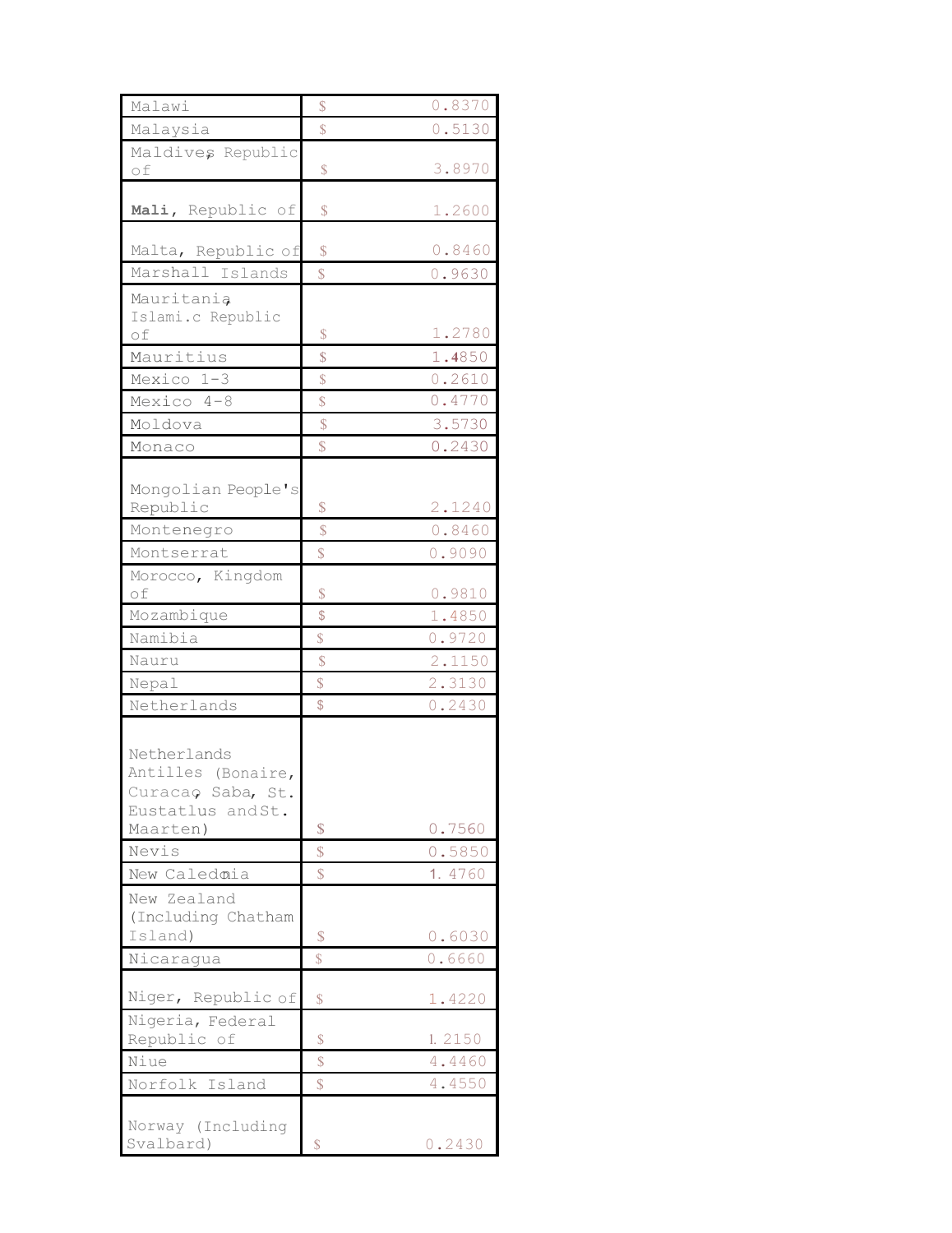| | | |
|---|---|---|
| Malawi | $ | 0.8370 |
| Malaysia | $ | 0.5130 |
| Maldives, Republic of | $ | 3.8970 |
| **Mali**, Republic of | $ | 1.2600 |
| Malta, Republic of | $ | 0.8460 |
| Marshall Islands | $ | 0.9630 |
| Mauritania, Islami.c Republic of | $ | 1.2780 |
| Mauritius | $ | 1.4850 |
| Mexico 1-3 | $ | 0.2610 |
| Mexico 4-8 | $ | 0.4770 |
| Moldova | $ | 3.5730 |
| Monaco | $ | 0.2430 |
| Mongolian People's Republic | $ | 2.1240 |
| Montenegro | $ | 0.8460 |
| Montserrat | $ | 0.9090 |
| Morocco, Kingdom of | $ | 0.9810 |
| Mozambique | $ | 1.4850 |
| Namibia | $ | 0.9720 |
| Nauru | $ | 2.1150 |
| Nepal | $ | 2.3130 |
| Netherlands | $ | 0.2430 |
| Netherlands Antilles (Bonaire, Curacao, Saba, St. Eustatlus and St. Maarten) | $ | 0.7560 |
| Nevis | $ | 0.5850 |
| New Caledonia | $ | 1.4760 |
| New Zealand (Including Chatham Island) | $ | 0.6030 |
| Nicaragua | $ | 0.6660 |
| Niger, Republic of | $ | 1.4220 |
| Nigeria, Federal Republic of | $ | 1.2150 |
| Niue | $ | 4.4460 |
| Norfolk Island | $ | 4.4550 |
| Norway (Including Svalbard) | $ | 0.2430 |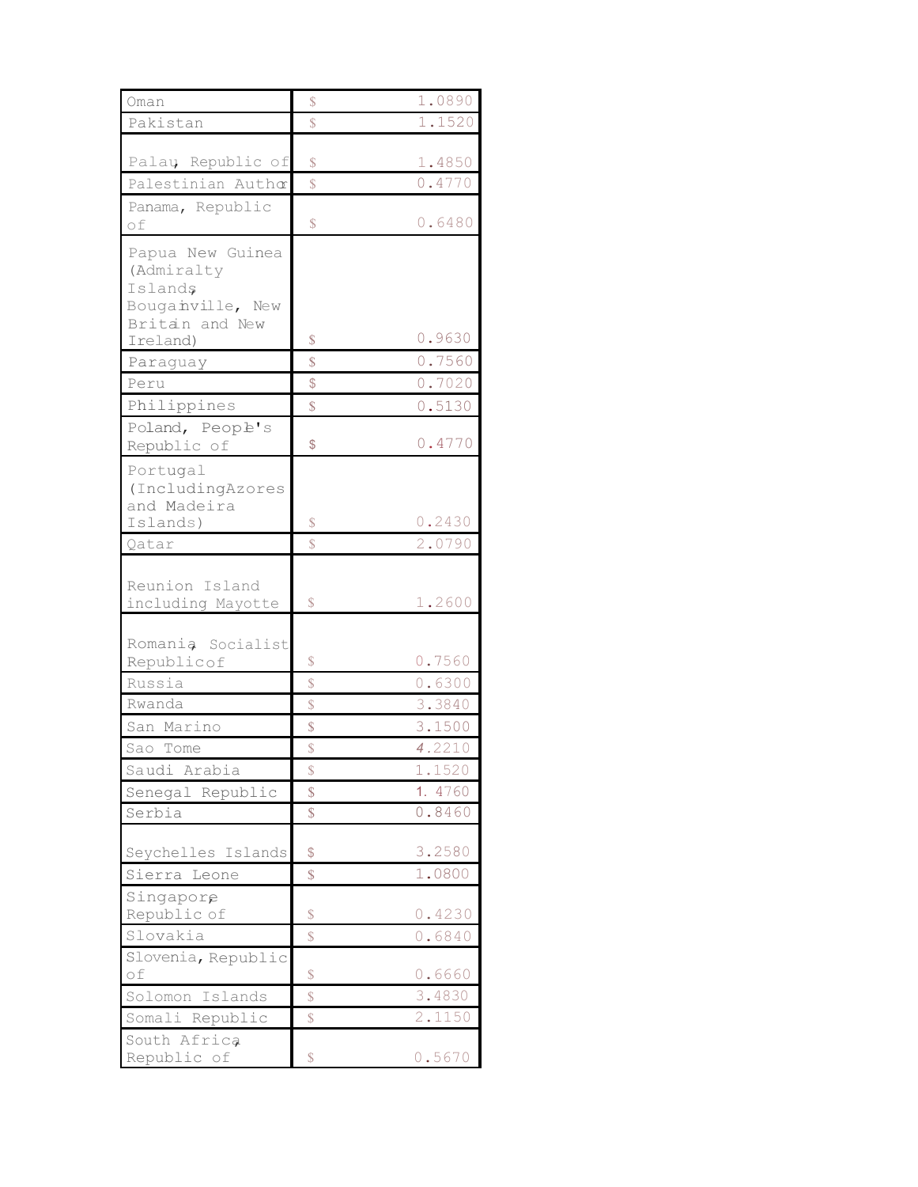| | | |
|---|---|---|
| Oman | $ | 1.0890 |
| Pakistan | $ | 1.1520 |
| Palau, Republic of | $ | 1.4850 |
| Palestinian Author | $ | 0.4770 |
| Panama, Republic of | $ | 0.6480 |
| Papua New Guinea (Admiralty Islands, Bougainville, New Britain and New Ireland) | $ | 0.9630 |
| Paraguay | $ | 0.7560 |
| Peru | $ | 0.7020 |
| Philippines | $ | 0.5130 |
| Poland, People's Republic of | $ | 0.4770 |
| Portugal (IncludingAzores and Madeira Islands) | $ | 0.2430 |
| Qatar | $ | 2.0790 |
| Reunion Island including Mayotte | $ | 1.2600 |
| Romania, Socialist Republicof | $ | 0.7560 |
| Russia | $ | 0.6300 |
| Rwanda | $ | 3.3840 |
| San Marino | $ | 3.1500 |
| Sao Tome | $ | 4.2210 |
| Saudi Arabia | $ | 1.1520 |
| Senegal Republic | $ | 1.4760 |
| Serbia | $ | 0.8460 |
| Seychelles Islands | $ | 3.2580 |
| Sierra Leone | $ | 1.0800 |
| Singapore, Republic of | $ | 0.4230 |
| Slovakia | $ | 0.6840 |
| Slovenia, Republic of | $ | 0.6660 |
| Solomon Islands | $ | 3.4830 |
| Somali Republic | $ | 2.1150 |
| South Africa, Republic of | $ | 0.5670 |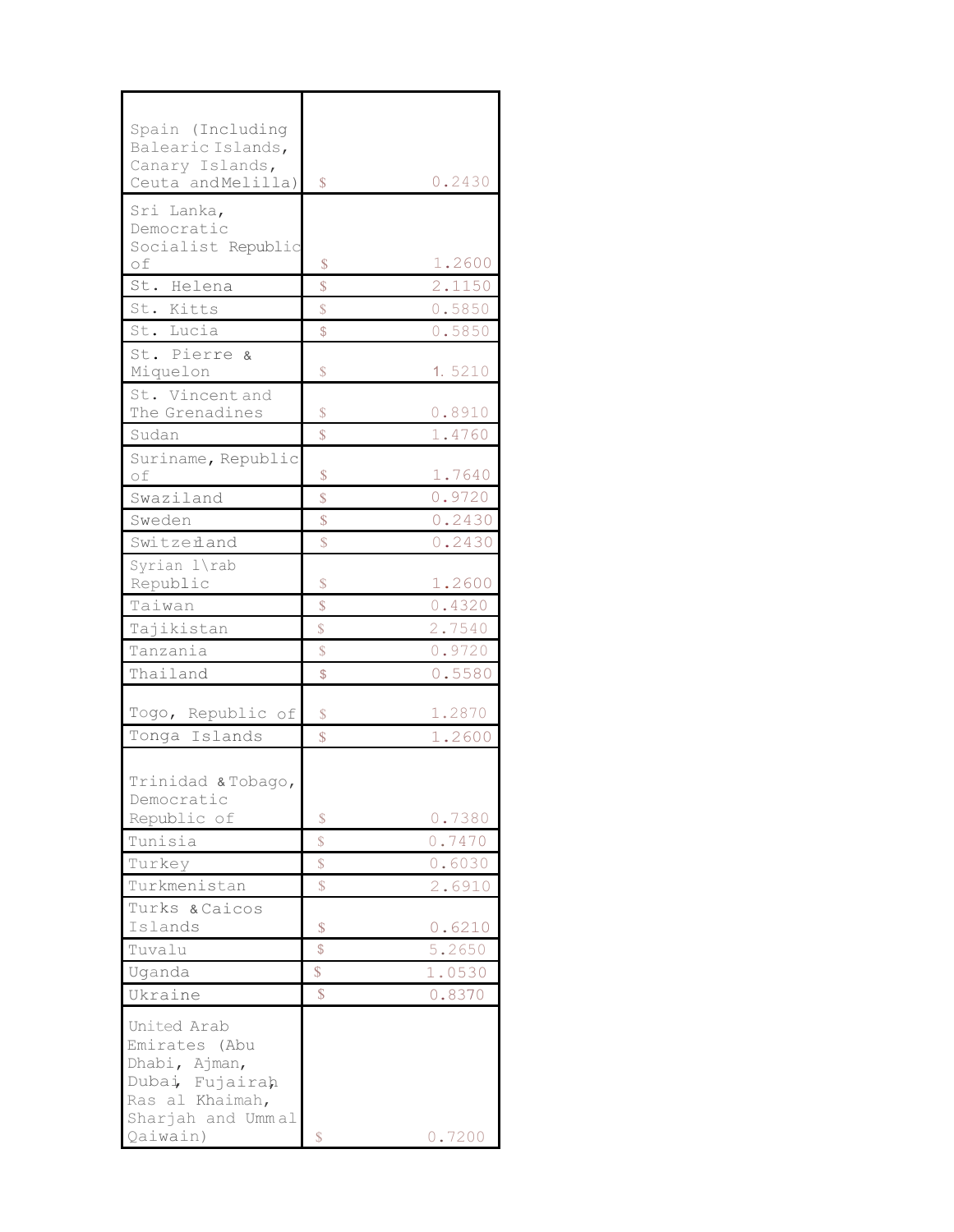| Spain (Including Balearic Islands, Canary Islands, Ceuta and Melilla) | $ 0.2430 |
|---|---|
| Sri Lanka, Democratic Socialist Republic of | $ 1.2600 |
| St. Helena | $ 2.1150 |
| St. Kitts | $ 0.5850 |
| St. Lucia | $ 0.5850 |
| St. Pierre & Miquelon | $ 1.5210 |
| St. Vincent and The Grenadines | $ 0.8910 |
| Sudan | $ 1.4760 |
| Suriname, Republic of | $ 1.7640 |
| Swaziland | $ 0.9720 |
| Sweden | $ 0.2430 |
| Switzerland | $ 0.2430 |
| Syrian Arab Republic | $ 1.2600 |
| Taiwan | $ 0.4320 |
| Tajikistan | $ 2.7540 |
| Tanzania | $ 0.9720 |
| Thailand | $ 0.5580 |
| Togo, Republic of | $ 1.2870 |
| Tonga Islands | $ 1.2600 |
| Trinidad & Tobago, Democratic Republic of | $ 0.7380 |
| Tunisia | $ 0.7470 |
| Turkey | $ 0.6030 |
| Turkmenistan | $ 2.6910 |
| Turks & Caicos Islands | $ 0.6210 |
| Tuvalu | $ 5.2650 |
| Uganda | $ 1.0530 |
| Ukraine | $ 0.8370 |
| United Arab Emirates (Abu Dhabi, Ajman, Dubai, Fujairah, Ras al Khaimah, Sharjah and Umm al Qaiwain) | $ 0.7200 |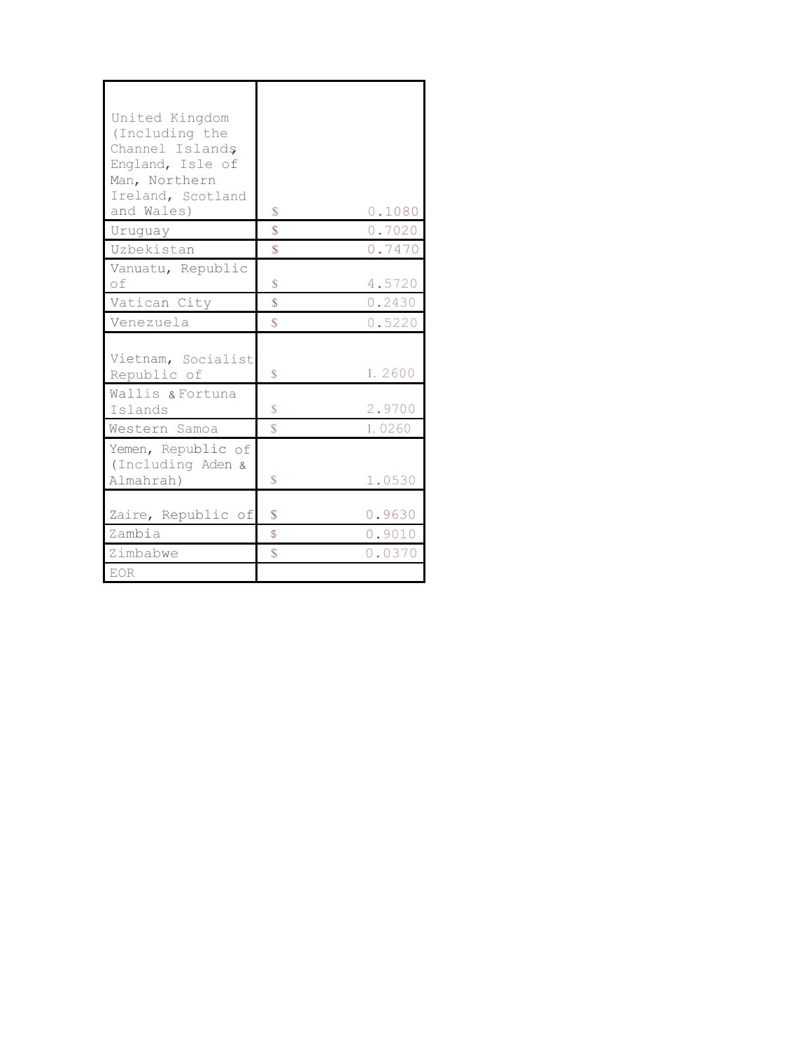| | | |
|---|---|---|
| United Kingdom (Including the Channel Islands, England, Isle of Man, Northern Ireland, Scotland and Wales) | $ | 0.1080 |
| Uruguay | $ | 0.7020 |
| Uzbekistan | $ | 0.7470 |
| Vanuatu, Republic of | $ | 4.5720 |
| Vatican City | $ | 0.2430 |
| Venezuela | $ | 0.5220 |
| Vietnam, Socialist Republic of | $ | 1.2600 |
| Wallis & Fortuna Islands | $ | 2.9700 |
| Western Samoa | $ | 1.0260 |
| Yemen, Republic of (Including Aden & Almahrah) | $ | 1.0530 |
| Zaire, Republic of | $ | 0.9630 |
| Zambia | $ | 0.9010 |
| Zimbabwe | $ | 0.0370 |
| EOR | | |